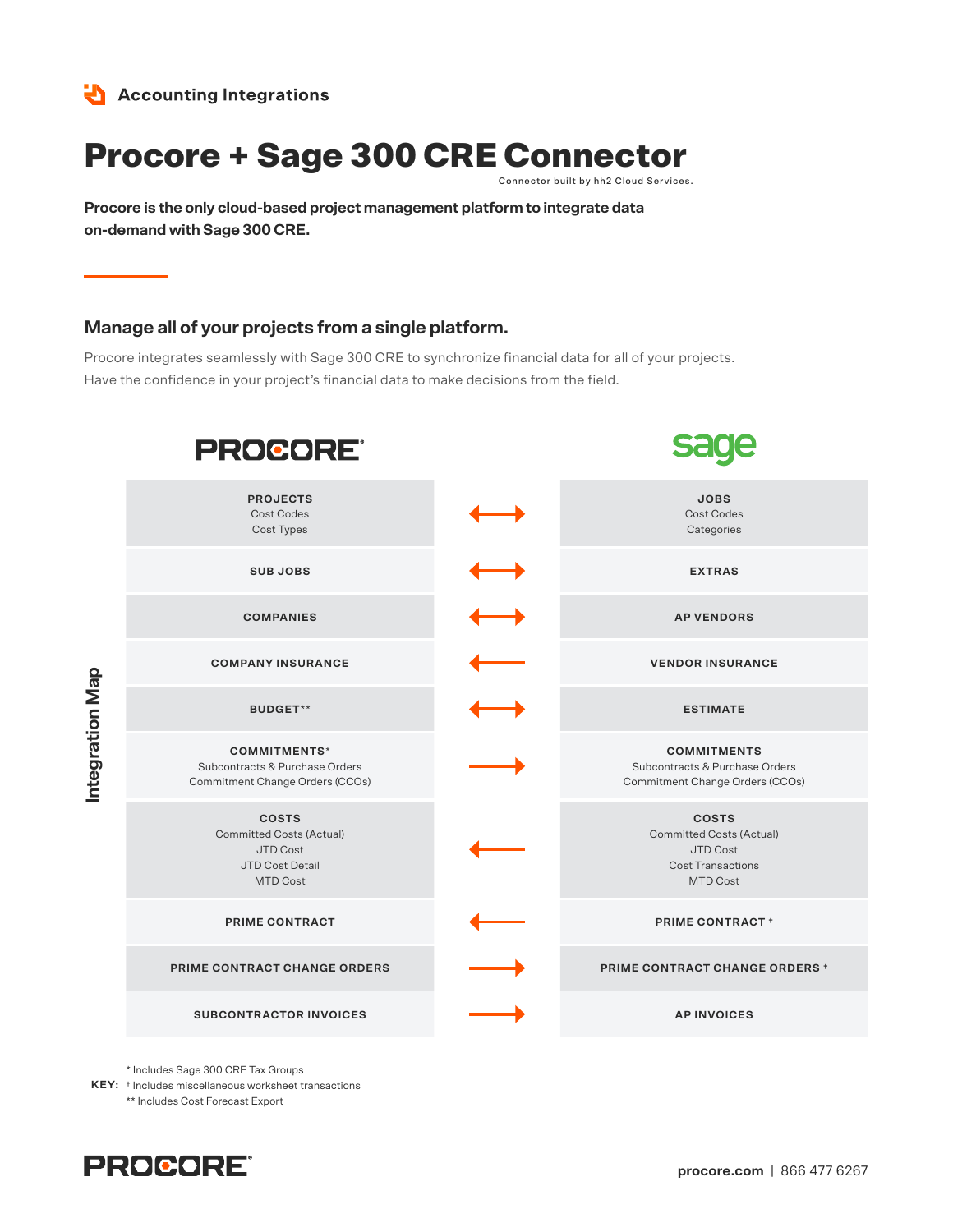Accounting Integrations

# Procore + Sage 300 CRE Connector

Connector built by hh2 Cloud Services.

**Procore is the only cloud-based project management platform to integrate data on-demand with Sage 300 CRE.**

## Manage all of your projects from a single platform.

Procore integrates seamlessly with Sage 300 CRE to synchronize financial data for all of your projects. Have the confidence in your project's financial data to make decisions from the field.

### Integration Map

| PROCORE | Direction | sage |
|---|---|---|
| **PROJECTS**<br>Cost Codes<br>Cost Types | ⟷ | **JOBS**<br>Cost Codes<br>Categories |
| **SUB JOBS** | ⟷ | **EXTRAS** |
| **COMPANIES** | ⟷ | **AP VENDORS** |
| **COMPANY INSURANCE** | ← | **VENDOR INSURANCE** |
| **BUDGET****  | ⟷ | **ESTIMATE** |
| **COMMITMENTS***<br>Subcontracts & Purchase Orders<br>Commitment Change Orders (CCOs) | → | **COMMITMENTS**<br>Subcontracts & Purchase Orders<br>Commitment Change Orders (CCOs) |
| **COSTS**<br>Committed Costs (Actual)<br>JTD Cost<br>JTD Cost Detail<br>MTD Cost | ← | **COSTS**<br>Committed Costs (Actual)<br>JTD Cost<br>Cost Transactions<br>MTD Cost |
| **PRIME CONTRACT** | ← | **PRIME CONTRACT** † |
| **PRIME CONTRACT CHANGE ORDERS** | → | **PRIME CONTRACT CHANGE ORDERS** † |
| **SUBCONTRACTOR INVOICES** | → | **AP INVOICES** |

**KEY:**
* Includes Sage 300 CRE Tax Groups
† Includes miscellaneous worksheet transactions
** Includes Cost Forecast Export

PROCORE

procore.com | 866 477 6267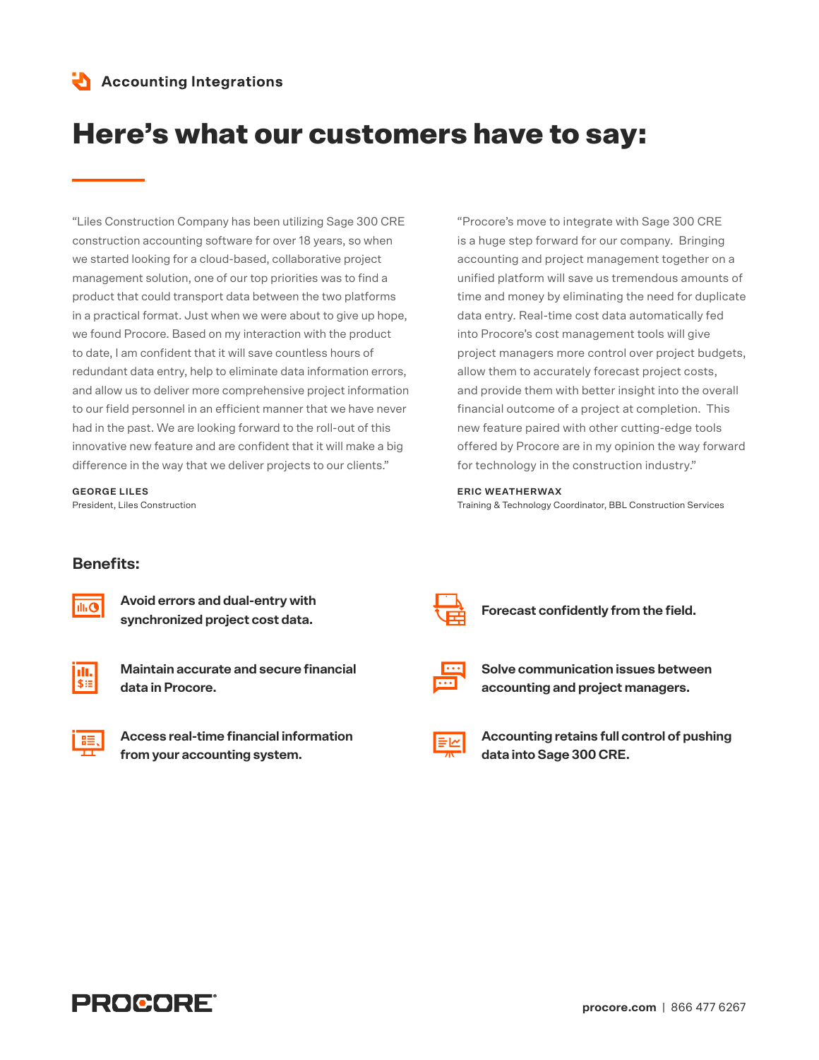Accounting Integrations

# Here's what our customers have to say:

"Liles Construction Company has been utilizing Sage 300 CRE construction accounting software for over 18 years, so when we started looking for a cloud-based, collaborative project management solution, one of our top priorities was to find a product that could transport data between the two platforms in a practical format. Just when we were about to give up hope, we found Procore. Based on my interaction with the product to date, I am confident that it will save countless hours of redundant data entry, help to eliminate data information errors, and allow us to deliver more comprehensive project information to our field personnel in an efficient manner that we have never had in the past. We are looking forward to the roll-out of this innovative new feature and are confident that it will make a big difference in the way that we deliver projects to our clients."

**GEORGE LILES**
President, Liles Construction

"Procore's move to integrate with Sage 300 CRE is a huge step forward for our company. Bringing accounting and project management together on a unified platform will save us tremendous amounts of time and money by eliminating the need for duplicate data entry. Real-time cost data automatically fed into Procore's cost management tools will give project managers more control over project budgets, allow them to accurately forecast project costs, and provide them with better insight into the overall financial outcome of a project at completion. This new feature paired with other cutting-edge tools offered by Procore are in my opinion the way forward for technology in the construction industry."

**ERIC WEATHERWAX**
Training & Technology Coordinator, BBL Construction Services

## Benefits:

- **Avoid errors and dual-entry with synchronized project cost data.**
- **Maintain accurate and secure financial data in Procore.**
- **Access real-time financial information from your accounting system.**
- **Forecast confidently from the field.**
- **Solve communication issues between accounting and project managers.**
- **Accounting retains full control of pushing data into Sage 300 CRE.**

PROCORE

**procore.com** | 866 477 6267